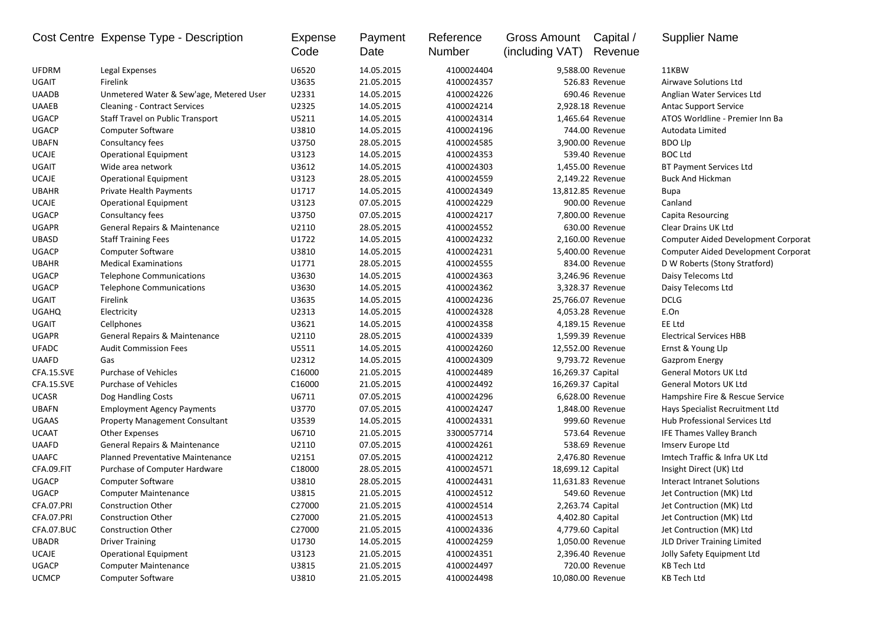| Cost Centre | Expense Type - Description | Expense Code | Payment Date | Reference Number | Gross Amount (including VAT) | Capital / Revenue | Supplier Name |
|---|---|---|---|---|---|---|---|
| UFDRM | Legal Expenses | U6520 | 14.05.2015 | 4100024404 | 9,588.00 | Revenue | 11KBW |
| UGAIT | Firelink | U3635 | 21.05.2015 | 4100024357 | 526.83 | Revenue | Airwave Solutions Ltd |
| UAADB | Unmetered Water & Sew'age, Metered User | U2331 | 14.05.2015 | 4100024226 | 690.46 | Revenue | Anglian Water Services Ltd |
| UAAEB | Cleaning - Contract Services | U2325 | 14.05.2015 | 4100024214 | 2,928.18 | Revenue | Antac Support Service |
| UGACP | Staff Travel on Public Transport | U5211 | 14.05.2015 | 4100024314 | 1,465.64 | Revenue | ATOS Worldline - Premier Inn Ba |
| UGACP | Computer Software | U3810 | 14.05.2015 | 4100024196 | 744.00 | Revenue | Autodata Limited |
| UBAFN | Consultancy fees | U3750 | 28.05.2015 | 4100024585 | 3,900.00 | Revenue | BDO Llp |
| UCAJE | Operational Equipment | U3123 | 14.05.2015 | 4100024353 | 539.40 | Revenue | BOC Ltd |
| UGAIT | Wide area network | U3612 | 14.05.2015 | 4100024303 | 1,455.00 | Revenue | BT Payment Services Ltd |
| UCAJE | Operational Equipment | U3123 | 28.05.2015 | 4100024559 | 2,149.22 | Revenue | Buck And Hickman |
| UBAHR | Private Health Payments | U1717 | 14.05.2015 | 4100024349 | 13,812.85 | Revenue | Bupa |
| UCAJE | Operational Equipment | U3123 | 07.05.2015 | 4100024229 | 900.00 | Revenue | Canland |
| UGACP | Consultancy fees | U3750 | 07.05.2015 | 4100024217 | 7,800.00 | Revenue | Capita Resourcing |
| UGAPR | General Repairs & Maintenance | U2110 | 28.05.2015 | 4100024552 | 630.00 | Revenue | Clear Drains UK Ltd |
| UBASD | Staff Training Fees | U1722 | 14.05.2015 | 4100024232 | 2,160.00 | Revenue | Computer Aided Development Corporat |
| UGACP | Computer Software | U3810 | 14.05.2015 | 4100024231 | 5,400.00 | Revenue | Computer Aided Development Corporat |
| UBAHR | Medical Examinations | U1771 | 28.05.2015 | 4100024555 | 834.00 | Revenue | D W Roberts (Stony Stratford) |
| UGACP | Telephone Communications | U3630 | 14.05.2015 | 4100024363 | 3,246.96 | Revenue | Daisy Telecoms Ltd |
| UGACP | Telephone Communications | U3630 | 14.05.2015 | 4100024362 | 3,328.37 | Revenue | Daisy Telecoms Ltd |
| UGAIT | Firelink | U3635 | 14.05.2015 | 4100024236 | 25,766.07 | Revenue | DCLG |
| UGAHQ | Electricity | U2313 | 14.05.2015 | 4100024328 | 4,053.28 | Revenue | E.On |
| UGAIT | Cellphones | U3621 | 14.05.2015 | 4100024358 | 4,189.15 | Revenue | EE Ltd |
| UGAPR | General Repairs & Maintenance | U2110 | 28.05.2015 | 4100024339 | 1,599.39 | Revenue | Electrical Services HBB |
| UFADC | Audit Commission Fees | U5511 | 14.05.2015 | 4100024260 | 12,552.00 | Revenue | Ernst & Young Llp |
| UAAFD | Gas | U2312 | 14.05.2015 | 4100024309 | 9,793.72 | Revenue | Gazprom Energy |
| CFA.15.SVE | Purchase of Vehicles | C16000 | 21.05.2015 | 4100024489 | 16,269.37 | Capital | General Motors UK Ltd |
| CFA.15.SVE | Purchase of Vehicles | C16000 | 21.05.2015 | 4100024492 | 16,269.37 | Capital | General Motors UK Ltd |
| UCASR | Dog Handling Costs | U6711 | 07.05.2015 | 4100024296 | 6,628.00 | Revenue | Hampshire Fire & Rescue Service |
| UBAFN | Employment Agency Payments | U3770 | 07.05.2015 | 4100024247 | 1,848.00 | Revenue | Hays Specialist Recruitment Ltd |
| UGAAS | Property Management Consultant | U3539 | 14.05.2015 | 4100024331 | 999.60 | Revenue | Hub Professional Services Ltd |
| UCAAT | Other Expenses | U6710 | 21.05.2015 | 3300057714 | 573.64 | Revenue | IFE Thames Valley Branch |
| UAAFD | General Repairs & Maintenance | U2110 | 07.05.2015 | 4100024261 | 538.69 | Revenue | Imserv Europe Ltd |
| UAAFC | Planned Preventative Maintenance | U2151 | 07.05.2015 | 4100024212 | 2,476.80 | Revenue | Imtech Traffic & Infra UK Ltd |
| CFA.09.FIT | Purchase of Computer Hardware | C18000 | 28.05.2015 | 4100024571 | 18,699.12 | Capital | Insight Direct (UK) Ltd |
| UGACP | Computer Software | U3810 | 28.05.2015 | 4100024431 | 11,631.83 | Revenue | Interact Intranet Solutions |
| UGACP | Computer Maintenance | U3815 | 21.05.2015 | 4100024512 | 549.60 | Revenue | Jet Contruction (MK) Ltd |
| CFA.07.PRI | Construction Other | C27000 | 21.05.2015 | 4100024514 | 2,263.74 | Capital | Jet Contruction (MK) Ltd |
| CFA.07.PRI | Construction Other | C27000 | 21.05.2015 | 4100024513 | 4,402.80 | Capital | Jet Contruction (MK) Ltd |
| CFA.07.BUC | Construction Other | C27000 | 21.05.2015 | 4100024336 | 4,779.60 | Capital | Jet Contruction (MK) Ltd |
| UBADR | Driver Training | U1730 | 14.05.2015 | 4100024259 | 1,050.00 | Revenue | JLD Driver Training Limited |
| UCAJE | Operational Equipment | U3123 | 21.05.2015 | 4100024351 | 2,396.40 | Revenue | Jolly Safety Equipment Ltd |
| UGACP | Computer Maintenance | U3815 | 21.05.2015 | 4100024497 | 720.00 | Revenue | KB Tech Ltd |
| UCMCP | Computer Software | U3810 | 21.05.2015 | 4100024498 | 10,080.00 | Revenue | KB Tech Ltd |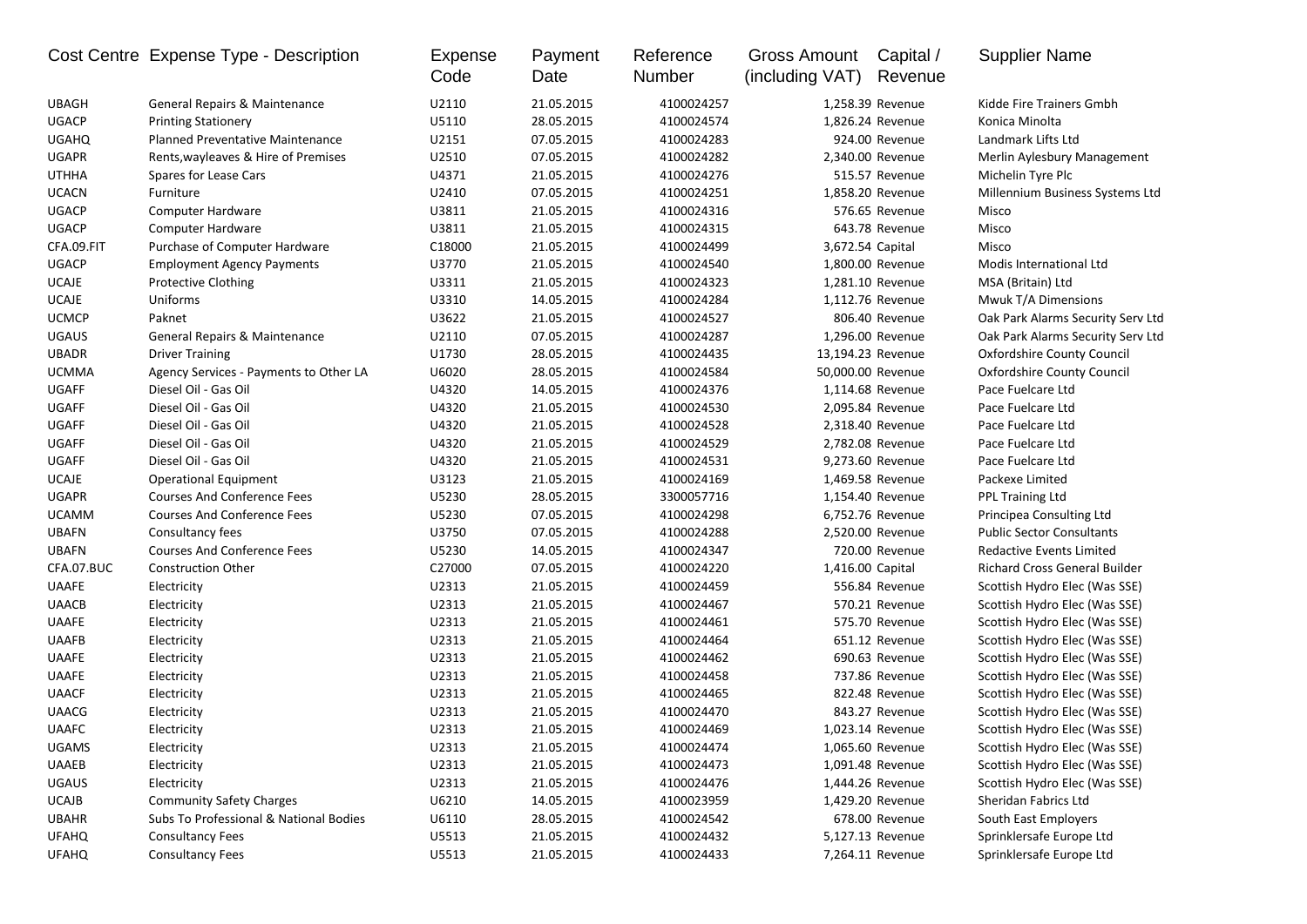| Cost Centre | Expense Type - Description | Expense Code | Payment Date | Reference Number | Gross Amount (including VAT) | Capital / Revenue | Supplier Name |
|---|---|---|---|---|---|---|---|
| UBAGH | General Repairs & Maintenance | U2110 | 21.05.2015 | 4100024257 | 1,258.39 | Revenue | Kidde Fire Trainers Gmbh |
| UGACP | Printing Stationery | U5110 | 28.05.2015 | 4100024574 | 1,826.24 | Revenue | Konica Minolta |
| UGAHQ | Planned Preventative Maintenance | U2151 | 07.05.2015 | 4100024283 | 924.00 | Revenue | Landmark Lifts Ltd |
| UGAPR | Rents,wayleaves & Hire of Premises | U2510 | 07.05.2015 | 4100024282 | 2,340.00 | Revenue | Merlin Aylesbury Management |
| UTHHA | Spares for Lease Cars | U4371 | 21.05.2015 | 4100024276 | 515.57 | Revenue | Michelin Tyre Plc |
| UCACN | Furniture | U2410 | 07.05.2015 | 4100024251 | 1,858.20 | Revenue | Millennium Business Systems Ltd |
| UGACP | Computer Hardware | U3811 | 21.05.2015 | 4100024316 | 576.65 | Revenue | Misco |
| UGACP | Computer Hardware | U3811 | 21.05.2015 | 4100024315 | 643.78 | Revenue | Misco |
| CFA.09.FIT | Purchase of Computer Hardware | C18000 | 21.05.2015 | 4100024499 | 3,672.54 | Capital | Misco |
| UGACP | Employment Agency Payments | U3770 | 21.05.2015 | 4100024540 | 1,800.00 | Revenue | Modis International Ltd |
| UCAJE | Protective Clothing | U3311 | 21.05.2015 | 4100024323 | 1,281.10 | Revenue | MSA (Britain) Ltd |
| UCAJE | Uniforms | U3310 | 14.05.2015 | 4100024284 | 1,112.76 | Revenue | Mwuk T/A Dimensions |
| UCMCP | Paknet | U3622 | 21.05.2015 | 4100024527 | 806.40 | Revenue | Oak Park Alarms Security Serv Ltd |
| UGAUS | General Repairs & Maintenance | U2110 | 07.05.2015 | 4100024287 | 1,296.00 | Revenue | Oak Park Alarms Security Serv Ltd |
| UBADR | Driver Training | U1730 | 28.05.2015 | 4100024435 | 13,194.23 | Revenue | Oxfordshire County Council |
| UCMMA | Agency Services - Payments to Other LA | U6020 | 28.05.2015 | 4100024584 | 50,000.00 | Revenue | Oxfordshire County Council |
| UGAFF | Diesel Oil - Gas Oil | U4320 | 14.05.2015 | 4100024376 | 1,114.68 | Revenue | Pace Fuelcare Ltd |
| UGAFF | Diesel Oil - Gas Oil | U4320 | 21.05.2015 | 4100024530 | 2,095.84 | Revenue | Pace Fuelcare Ltd |
| UGAFF | Diesel Oil - Gas Oil | U4320 | 21.05.2015 | 4100024528 | 2,318.40 | Revenue | Pace Fuelcare Ltd |
| UGAFF | Diesel Oil - Gas Oil | U4320 | 21.05.2015 | 4100024529 | 2,782.08 | Revenue | Pace Fuelcare Ltd |
| UGAFF | Diesel Oil - Gas Oil | U4320 | 21.05.2015 | 4100024531 | 9,273.60 | Revenue | Pace Fuelcare Ltd |
| UCAJE | Operational Equipment | U3123 | 21.05.2015 | 4100024169 | 1,469.58 | Revenue | Packexe Limited |
| UGAPR | Courses And Conference Fees | U5230 | 28.05.2015 | 3300057716 | 1,154.40 | Revenue | PPL Training Ltd |
| UCAMM | Courses And Conference Fees | U5230 | 07.05.2015 | 4100024298 | 6,752.76 | Revenue | Principea Consulting Ltd |
| UBAFN | Consultancy fees | U3750 | 07.05.2015 | 4100024288 | 2,520.00 | Revenue | Public Sector Consultants |
| UBAFN | Courses And Conference Fees | U5230 | 14.05.2015 | 4100024347 | 720.00 | Revenue | Redactive Events Limited |
| CFA.07.BUC | Construction Other | C27000 | 07.05.2015 | 4100024220 | 1,416.00 | Capital | Richard Cross General Builder |
| UAAFE | Electricity | U2313 | 21.05.2015 | 4100024459 | 556.84 | Revenue | Scottish Hydro Elec (Was SSE) |
| UAACB | Electricity | U2313 | 21.05.2015 | 4100024467 | 570.21 | Revenue | Scottish Hydro Elec (Was SSE) |
| UAAFE | Electricity | U2313 | 21.05.2015 | 4100024461 | 575.70 | Revenue | Scottish Hydro Elec (Was SSE) |
| UAAFB | Electricity | U2313 | 21.05.2015 | 4100024464 | 651.12 | Revenue | Scottish Hydro Elec (Was SSE) |
| UAAFE | Electricity | U2313 | 21.05.2015 | 4100024462 | 690.63 | Revenue | Scottish Hydro Elec (Was SSE) |
| UAAFE | Electricity | U2313 | 21.05.2015 | 4100024458 | 737.86 | Revenue | Scottish Hydro Elec (Was SSE) |
| UAACF | Electricity | U2313 | 21.05.2015 | 4100024465 | 822.48 | Revenue | Scottish Hydro Elec (Was SSE) |
| UAACG | Electricity | U2313 | 21.05.2015 | 4100024470 | 843.27 | Revenue | Scottish Hydro Elec (Was SSE) |
| UAAFC | Electricity | U2313 | 21.05.2015 | 4100024469 | 1,023.14 | Revenue | Scottish Hydro Elec (Was SSE) |
| UGAMS | Electricity | U2313 | 21.05.2015 | 4100024474 | 1,065.60 | Revenue | Scottish Hydro Elec (Was SSE) |
| UAAEB | Electricity | U2313 | 21.05.2015 | 4100024473 | 1,091.48 | Revenue | Scottish Hydro Elec (Was SSE) |
| UGAUS | Electricity | U2313 | 21.05.2015 | 4100024476 | 1,444.26 | Revenue | Scottish Hydro Elec (Was SSE) |
| UCAJB | Community Safety Charges | U6210 | 14.05.2015 | 4100023959 | 1,429.20 | Revenue | Sheridan Fabrics Ltd |
| UBAHR | Subs To Professional & National Bodies | U6110 | 28.05.2015 | 4100024542 | 678.00 | Revenue | South East Employers |
| UFAHQ | Consultancy Fees | U5513 | 21.05.2015 | 4100024432 | 5,127.13 | Revenue | Sprinklersafe Europe Ltd |
| UFAHQ | Consultancy Fees | U5513 | 21.05.2015 | 4100024433 | 7,264.11 | Revenue | Sprinklersafe Europe Ltd |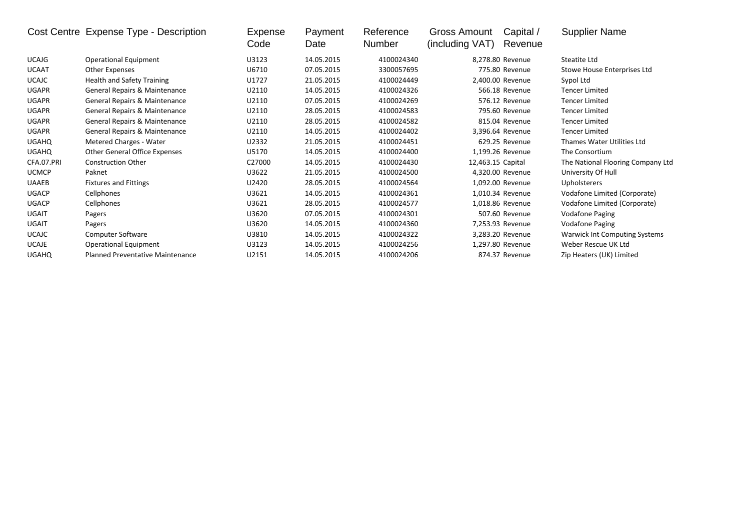| Cost Centre | Expense Type - Description | Expense Code | Payment Date | Reference Number | Gross Amount (including VAT) | Capital / Revenue | Supplier Name |
|---|---|---|---|---|---|---|---|
| UCAJG | Operational Equipment | U3123 | 14.05.2015 | 4100024340 | 8,278.80 | Revenue | Steatite Ltd |
| UCAAT | Other Expenses | U6710 | 07.05.2015 | 3300057695 | 775.80 | Revenue | Stowe House Enterprises Ltd |
| UCAJC | Health and Safety Training | U1727 | 21.05.2015 | 4100024449 | 2,400.00 | Revenue | Sypol Ltd |
| UGAPR | General Repairs & Maintenance | U2110 | 14.05.2015 | 4100024326 | 566.18 | Revenue | Tencer Limited |
| UGAPR | General Repairs & Maintenance | U2110 | 07.05.2015 | 4100024269 | 576.12 | Revenue | Tencer Limited |
| UGAPR | General Repairs & Maintenance | U2110 | 28.05.2015 | 4100024583 | 795.60 | Revenue | Tencer Limited |
| UGAPR | General Repairs & Maintenance | U2110 | 28.05.2015 | 4100024582 | 815.04 | Revenue | Tencer Limited |
| UGAPR | General Repairs & Maintenance | U2110 | 14.05.2015 | 4100024402 | 3,396.64 | Revenue | Tencer Limited |
| UGAHQ | Metered Charges - Water | U2332 | 21.05.2015 | 4100024451 | 629.25 | Revenue | Thames Water Utilities Ltd |
| UGAHQ | Other General Office Expenses | U5170 | 14.05.2015 | 4100024400 | 1,199.26 | Revenue | The Consortium |
| CFA.07.PRI | Construction Other | C27000 | 14.05.2015 | 4100024430 | 12,463.15 | Capital | The National Flooring Company Ltd |
| UCMCP | Paknet | U3622 | 21.05.2015 | 4100024500 | 4,320.00 | Revenue | University Of Hull |
| UAAEB | Fixtures and Fittings | U2420 | 28.05.2015 | 4100024564 | 1,092.00 | Revenue | Upholsterers |
| UGACP | Cellphones | U3621 | 14.05.2015 | 4100024361 | 1,010.34 | Revenue | Vodafone Limited (Corporate) |
| UGACP | Cellphones | U3621 | 28.05.2015 | 4100024577 | 1,018.86 | Revenue | Vodafone Limited (Corporate) |
| UGAIT | Pagers | U3620 | 07.05.2015 | 4100024301 | 507.60 | Revenue | Vodafone Paging |
| UGAIT | Pagers | U3620 | 14.05.2015 | 4100024360 | 7,253.93 | Revenue | Vodafone Paging |
| UCAJC | Computer Software | U3810 | 14.05.2015 | 4100024322 | 3,283.20 | Revenue | Warwick Int Computing Systems |
| UCAJE | Operational Equipment | U3123 | 14.05.2015 | 4100024256 | 1,297.80 | Revenue | Weber Rescue UK Ltd |
| UGAHQ | Planned Preventative Maintenance | U2151 | 14.05.2015 | 4100024206 | 874.37 | Revenue | Zip Heaters (UK) Limited |